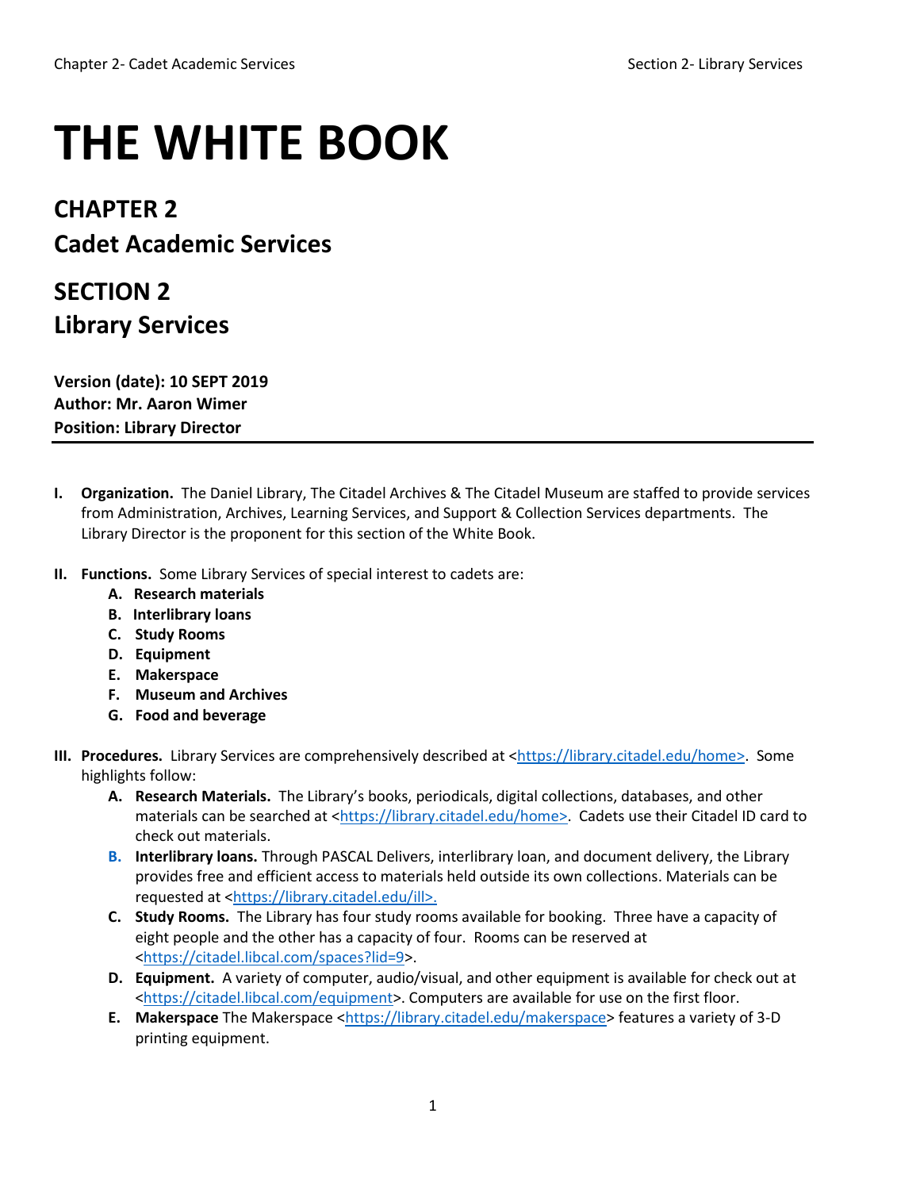# THE WHITE BOOK

## CHAPTER 2
## Cadet Academic Services

## SECTION 2
## Library Services

**Version (date): 10 SEPT 2019**
**Author: Mr. Aaron Wimer**
**Position: Library Director**

---

**I. Organization.** The Daniel Library, The Citadel Archives & The Citadel Museum are staffed to provide services from Administration, Archives, Learning Services, and Support & Collection Services departments. The Library Director is the proponent for this section of the White Book.

**II. Functions.** Some Library Services of special interest to cadets are:

- **A. Research materials**
- **B. Interlibrary loans**
- **C. Study Rooms**
- **D. Equipment**
- **E. Makerspace**
- **F. Museum and Archives**
- **G. Food and beverage**

**III. Procedures.** Library Services are comprehensively described at <https://library.citadel.edu/home>. Some highlights follow:

- **A. Research Materials.** The Library's books, periodicals, digital collections, databases, and other materials can be searched at <https://library.citadel.edu/home>. Cadets use their Citadel ID card to check out materials.
- **B. Interlibrary loans.** Through PASCAL Delivers, interlibrary loan, and document delivery, the Library provides free and efficient access to materials held outside its own collections. Materials can be requested at <https://library.citadel.edu/ill>.
- **C. Study Rooms.** The Library has four study rooms available for booking. Three have a capacity of eight people and the other has a capacity of four. Rooms can be reserved at <https://citadel.libcal.com/spaces?lid=9>.
- **D. Equipment.** A variety of computer, audio/visual, and other equipment is available for check out at <https://citadel.libcal.com/equipment>. Computers are available for use on the first floor.
- **E. Makerspace** The Makerspace <https://library.citadel.edu/makerspace> features a variety of 3-D printing equipment.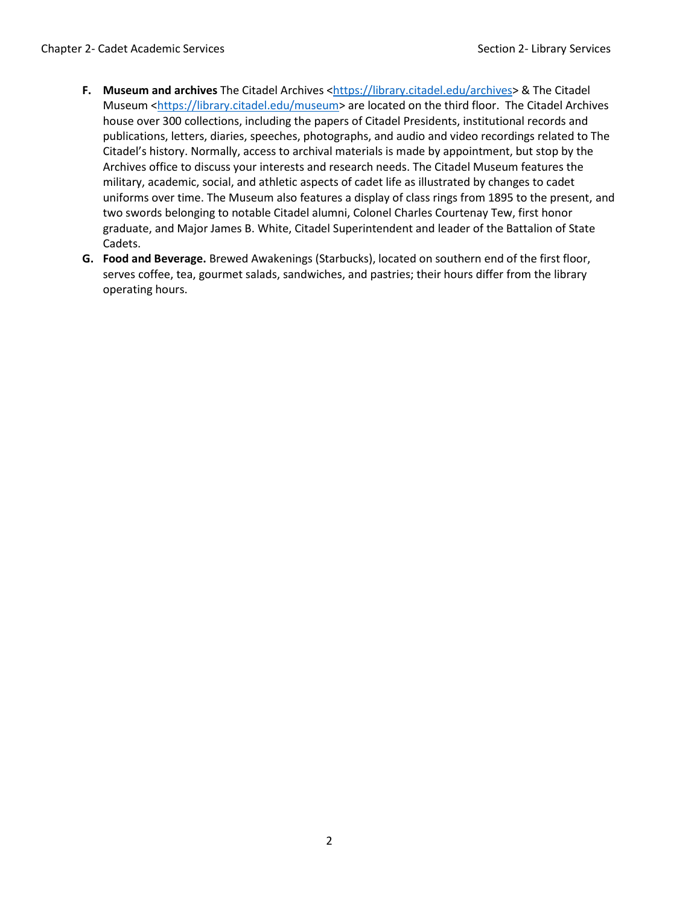F. **Museum and archives** The Citadel Archives <https://library.citadel.edu/archives> & The Citadel Museum <https://library.citadel.edu/museum> are located on the third floor. The Citadel Archives house over 300 collections, including the papers of Citadel Presidents, institutional records and publications, letters, diaries, speeches, photographs, and audio and video recordings related to The Citadel's history. Normally, access to archival materials is made by appointment, but stop by the Archives office to discuss your interests and research needs. The Citadel Museum features the military, academic, social, and athletic aspects of cadet life as illustrated by changes to cadet uniforms over time. The Museum also features a display of class rings from 1895 to the present, and two swords belonging to notable Citadel alumni, Colonel Charles Courtenay Tew, first honor graduate, and Major James B. White, Citadel Superintendent and leader of the Battalion of State Cadets.

G. **Food and Beverage.** Brewed Awakenings (Starbucks), located on southern end of the first floor, serves coffee, tea, gourmet salads, sandwiches, and pastries; their hours differ from the library operating hours.